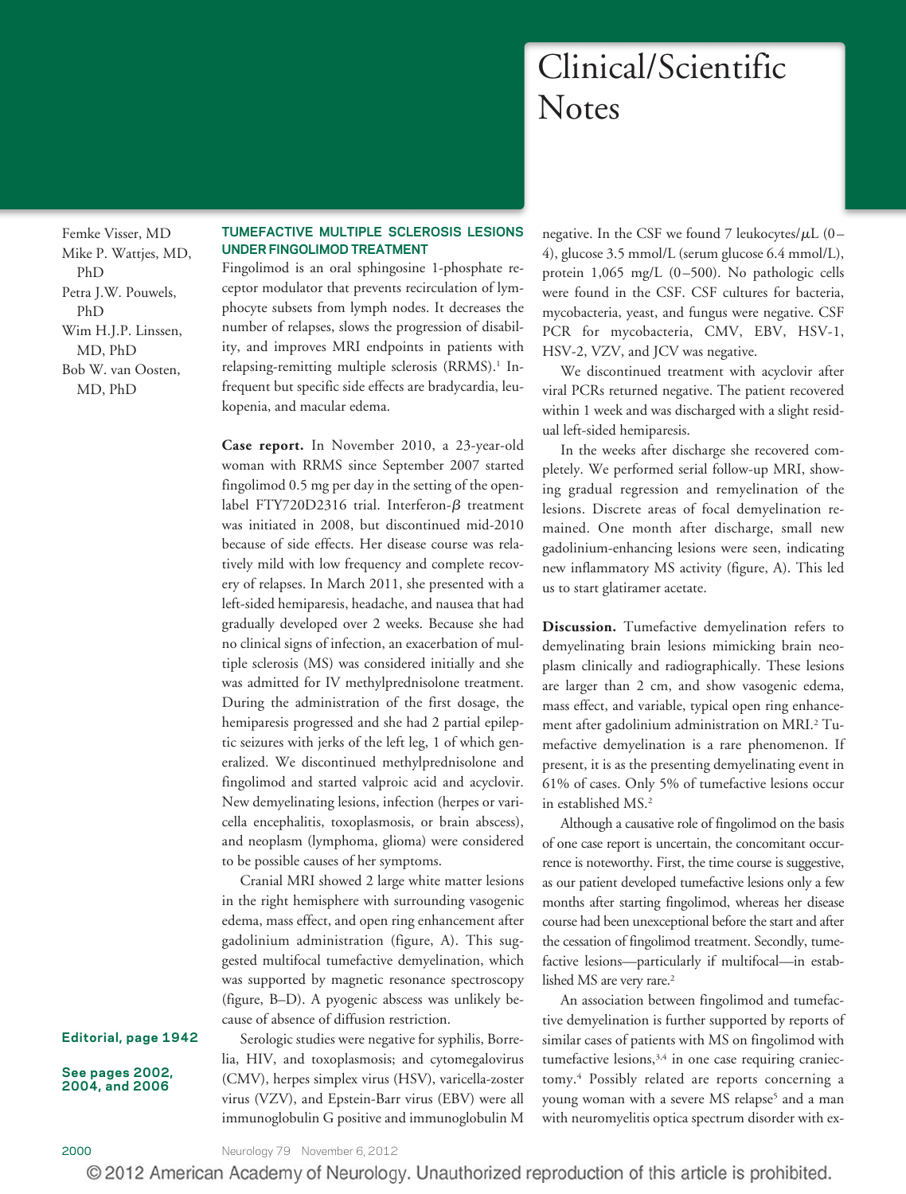# Clinical/Scientific Notes

Femke Visser, MD
Mike P. Wattjes, MD, PhD
Petra J.W. Pouwels, PhD
Wim H.J.P. Linssen, MD, PhD
Bob W. van Oosten, MD, PhD

## TUMEFACTIVE MULTIPLE SCLEROSIS LESIONS UNDER FINGOLIMOD TREATMENT

Fingolimod is an oral sphingosine 1-phosphate receptor modulator that prevents recirculation of lymphocyte subsets from lymph nodes. It decreases the number of relapses, slows the progression of disability, and improves MRI endpoints in patients with relapsing-remitting multiple sclerosis (RRMS).[1] Infrequent but specific side effects are bradycardia, leukopenia, and macular edema.

**Case report.** In November 2010, a 23-year-old woman with RRMS since September 2007 started fingolimod 0.5 mg per day in the setting of the open-label FTY720D2316 trial. Interferon-β treatment was initiated in 2008, but discontinued mid-2010 because of side effects. Her disease course was relatively mild with low frequency and complete recovery of relapses. In March 2011, she presented with a left-sided hemiparesis, headache, and nausea that had gradually developed over 2 weeks. Because she had no clinical signs of infection, an exacerbation of multiple sclerosis (MS) was considered initially and she was admitted for IV methylprednisolone treatment. During the administration of the first dosage, the hemiparesis progressed and she had 2 partial epileptic seizures with jerks of the left leg, 1 of which generalized. We discontinued methylprednisolone and fingolimod and started valproic acid and acyclovir. New demyelinating lesions, infection (herpes or varicella encephalitis, toxoplasmosis, or brain abscess), and neoplasm (lymphoma, glioma) were considered to be possible causes of her symptoms.

Cranial MRI showed 2 large white matter lesions in the right hemisphere with surrounding vasogenic edema, mass effect, and open ring enhancement after gadolinium administration (figure, A). This suggested multifocal tumefactive demyelination, which was supported by magnetic resonance spectroscopy (figure, B–D). A pyogenic abscess was unlikely because of absence of diffusion restriction.

Serologic studies were negative for syphilis, Borrelia, HIV, and toxoplasmosis; and cytomegalovirus (CMV), herpes simplex virus (HSV), varicella-zoster virus (VZV), and Epstein-Barr virus (EBV) were all immunoglobulin G positive and immunoglobulin M negative. In the CSF we found 7 leukocytes/μL (0–4), glucose 3.5 mmol/L (serum glucose 6.4 mmol/L), protein 1,065 mg/L (0–500). No pathologic cells were found in the CSF. CSF cultures for bacteria, mycobacteria, yeast, and fungus were negative. CSF PCR for mycobacteria, CMV, EBV, HSV-1, HSV-2, VZV, and JCV was negative.

We discontinued treatment with acyclovir after viral PCRs returned negative. The patient recovered within 1 week and was discharged with a slight residual left-sided hemiparesis.

In the weeks after discharge she recovered completely. We performed serial follow-up MRI, showing gradual regression and remyelination of the lesions. Discrete areas of focal demyelination remained. One month after discharge, small new gadolinium-enhancing lesions were seen, indicating new inflammatory MS activity (figure, A). This led us to start glatiramer acetate.

**Discussion.** Tumefactive demyelination refers to demyelinating brain lesions mimicking brain neoplasm clinically and radiographically. These lesions are larger than 2 cm, and show vasogenic edema, mass effect, and variable, typical open ring enhancement after gadolinium administration on MRI.[2] Tumefactive demyelination is a rare phenomenon. If present, it is as the presenting demyelinating event in 61% of cases. Only 5% of tumefactive lesions occur in established MS.[2]

Although a causative role of fingolimod on the basis of one case report is uncertain, the concomitant occurrence is noteworthy. First, the time course is suggestive, as our patient developed tumefactive lesions only a few months after starting fingolimod, whereas her disease course had been unexceptional before the start and after the cessation of fingolimod treatment. Secondly, tumefactive lesions—particularly if multifocal—in established MS are very rare.[2]

An association between fingolimod and tumefactive demyelination is further supported by reports of similar cases of patients with MS on fingolimod with tumefactive lesions,[3,4] in one case requiring craniectomy.[4] Possibly related are reports concerning a young woman with a severe MS relapse[5] and a man with neuromyelitis optica spectrum disorder with ex-

**Editorial, page 1942**

**See pages 2002, 2004, and 2006**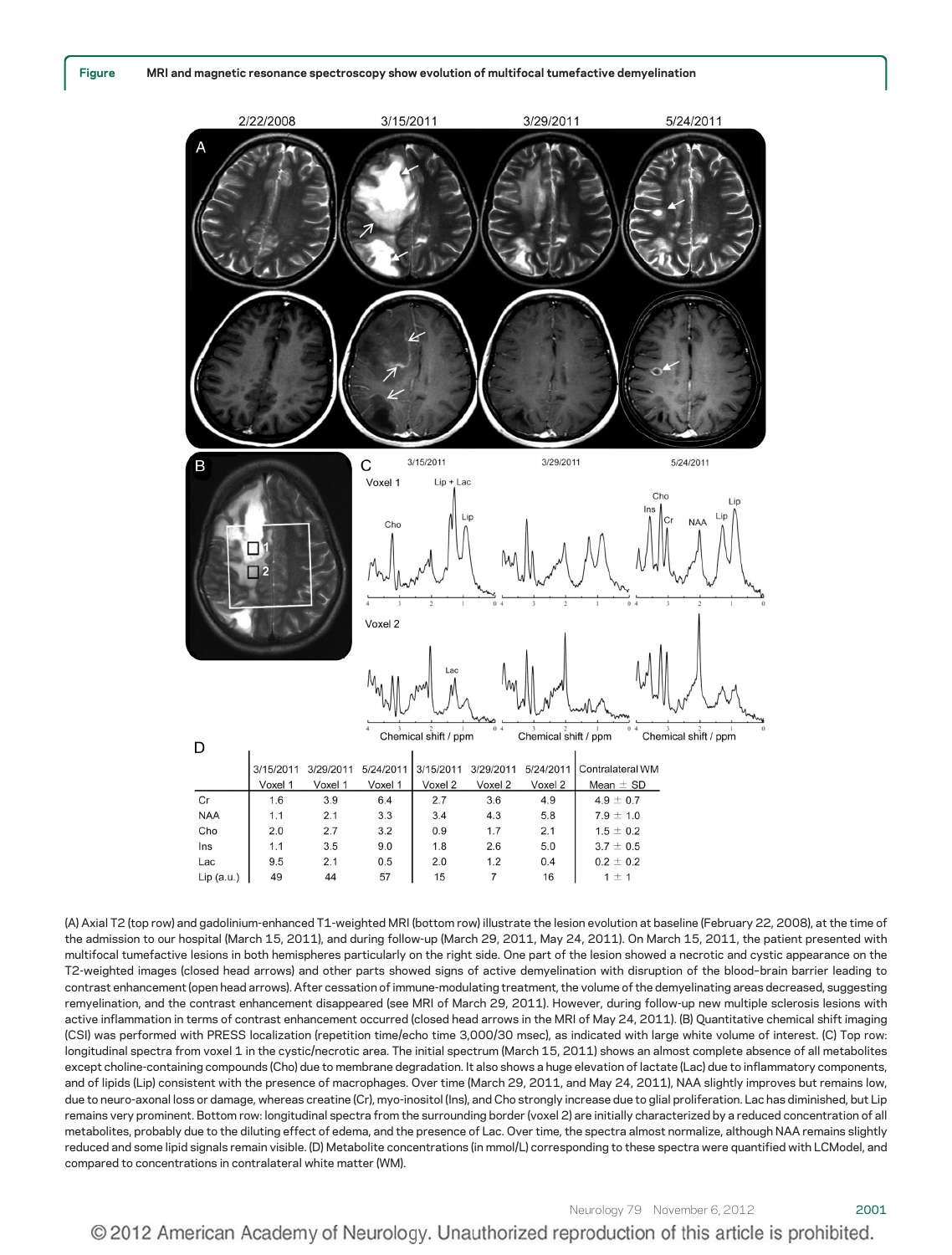**Figure** MRI and magnetic resonance spectroscopy show evolution of multifocal tumefactive demyelination

D

| | 3/15/2011 Voxel 1 | 3/29/2011 Voxel 1 | 5/24/2011 Voxel 1 | 3/15/2011 Voxel 2 | 3/29/2011 Voxel 2 | 5/24/2011 Voxel 2 | Contralateral WM Mean ± SD |
|---|---|---|---|---|---|---|---|
| Cr | 1.6 | 3.9 | 6.4 | 2.7 | 3.6 | 4.9 | 4.9 ± 0.7 |
| NAA | 1.1 | 2.1 | 3.3 | 3.4 | 4.3 | 5.8 | 7.9 ± 1.0 |
| Cho | 2.0 | 2.7 | 3.2 | 0.9 | 1.7 | 2.1 | 1.5 ± 0.2 |
| Ins | 1.1 | 3.5 | 9.0 | 1.8 | 2.6 | 5.0 | 3.7 ± 0.5 |
| Lac | 9.5 | 2.1 | 0.5 | 2.0 | 1.2 | 0.4 | 0.2 ± 0.2 |
| Lip (a.u.) | 49 | 44 | 57 | 15 | 7 | 16 | 1 ± 1 |

(A) Axial T2 (top row) and gadolinium-enhanced T1-weighted MRI (bottom row) illustrate the lesion evolution at baseline (February 22, 2008), at the time of the admission to our hospital (March 15, 2011), and during follow-up (March 29, 2011, May 24, 2011). On March 15, 2011, the patient presented with multifocal tumefactive lesions in both hemispheres particularly on the right side. One part of the lesion showed a necrotic and cystic appearance on the T2-weighted images (closed head arrows) and other parts showed signs of active demyelination with disruption of the blood–brain barrier leading to contrast enhancement (open head arrows). After cessation of immune-modulating treatment, the volume of the demyelinating areas decreased, suggesting remyelination, and the contrast enhancement disappeared (see MRI of March 29, 2011). However, during follow-up new multiple sclerosis lesions with active inflammation in terms of contrast enhancement occurred (closed head arrows in the MRI of May 24, 2011). (B) Quantitative chemical shift imaging (CSI) was performed with PRESS localization (repetition time/echo time 3,000/30 msec), as indicated with large white volume of interest. (C) Top row: longitudinal spectra from voxel 1 in the cystic/necrotic area. The initial spectrum (March 15, 2011) shows an almost complete absence of all metabolites except choline-containing compounds (Cho) due to membrane degradation. It also shows a huge elevation of lactate (Lac) due to inflammatory components, and of lipids (Lip) consistent with the presence of macrophages. Over time (March 29, 2011, and May 24, 2011), NAA slightly improves but remains low, due to neuro-axonal loss or damage, whereas creatine (Cr), myo-inositol (Ins), and Cho strongly increase due to glial proliferation. Lac has diminished, but Lip remains very prominent. Bottom row: longitudinal spectra from the surrounding border (voxel 2) are initially characterized by a reduced concentration of all metabolites, probably due to the diluting effect of edema, and the presence of Lac. Over time, the spectra almost normalize, although NAA remains slightly reduced and some lipid signals remain visible. (D) Metabolite concentrations (in mmol/L) corresponding to these spectra were quantified with LCModel, and compared to concentrations in contralateral white matter (WM).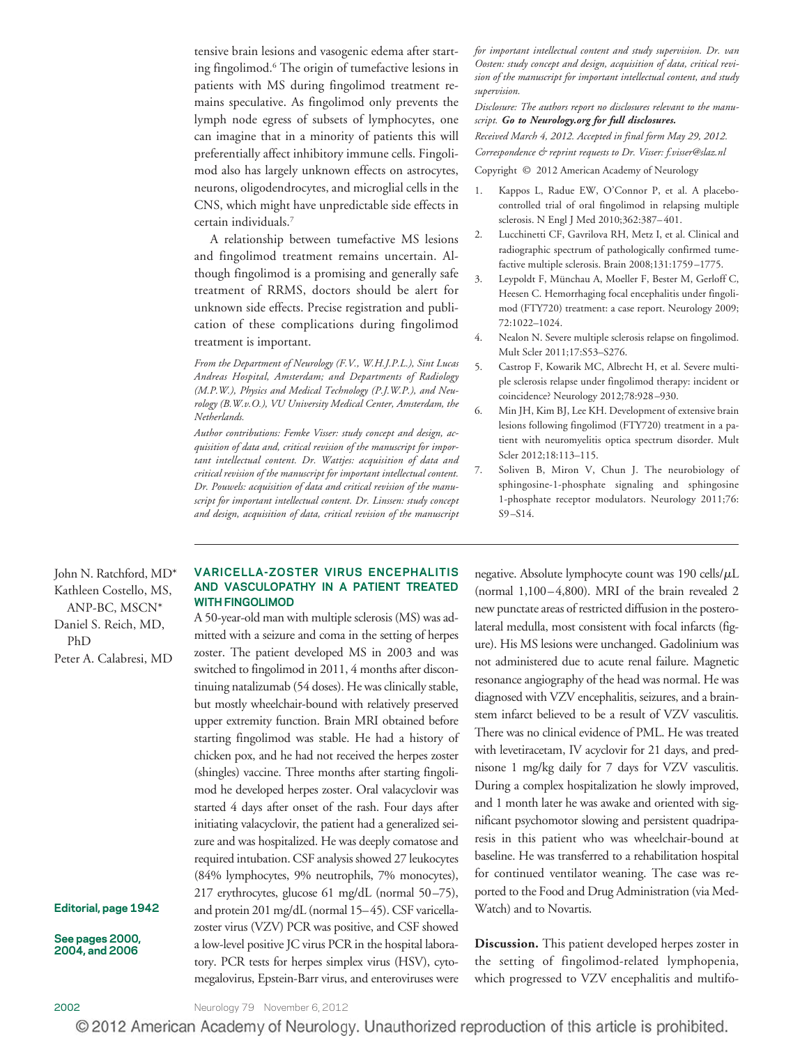tensive brain lesions and vasogenic edema after starting fingolimod.[6] The origin of tumefactive lesions in patients with MS during fingolimod treatment remains speculative. As fingolimod only prevents the lymph node egress of subsets of lymphocytes, one can imagine that in a minority of patients this will preferentially affect inhibitory immune cells. Fingolimod also has largely unknown effects on astrocytes, neurons, oligodendrocytes, and microglial cells in the CNS, which might have unpredictable side effects in certain individuals.[7]

A relationship between tumefactive MS lesions and fingolimod treatment remains uncertain. Although fingolimod is a promising and generally safe treatment of RRMS, doctors should be alert for unknown side effects. Precise registration and publication of these complications during fingolimod treatment is important.

*From the Department of Neurology (F.V., W.H.J.P.L.), Sint Lucas Andreas Hospital, Amsterdam; and Departments of Radiology (M.P.W.), Physics and Medical Technology (P.J.W.P.), and Neurology (B.W.v.O.), VU University Medical Center, Amsterdam, the Netherlands.*

*Author contributions: Femke Visser: study concept and design, acquisition of data and, critical revision of the manuscript for important intellectual content. Dr. Wattjes: acquisition of data and critical revision of the manuscript for important intellectual content. Dr. Pouwels: acquisition of data and critical revision of the manuscript for important intellectual content. Dr. Linssen: study concept and design, acquisition of data, critical revision of the manuscript for important intellectual content and study supervision. Dr. van Oosten: study concept and design, acquisition of data, critical revision of the manuscript for important intellectual content, and study supervision.*

*Disclosure: The authors report no disclosures relevant to the manuscript.* ***Go to Neurology.org for full disclosures.***

*Received March 4, 2012. Accepted in final form May 29, 2012.*

*Correspondence & reprint requests to Dr. Visser: f.visser@slaz.nl*

Copyright © 2012 American Academy of Neurology

1. Kappos L, Radue EW, O'Connor P, et al. A placebo-controlled trial of oral fingolimod in relapsing multiple sclerosis. N Engl J Med 2010;362:387–401.
2. Lucchinetti CF, Gavrilova RH, Metz I, et al. Clinical and radiographic spectrum of pathologically confirmed tumefactive multiple sclerosis. Brain 2008;131:1759–1775.
3. Leypoldt F, Münchau A, Moeller F, Bester M, Gerloff C, Heesen C. Hemorrhaging focal encephalitis under fingolimod (FTY720) treatment: a case report. Neurology 2009;72:1022–1024.
4. Nealon N. Severe multiple sclerosis relapse on fingolimod. Mult Scler 2011;17:S53–S276.
5. Castrop F, Kowarik MC, Albrecht H, et al. Severe multiple sclerosis relapse under fingolimod therapy: incident or coincidence? Neurology 2012;78:928–930.
6. Min JH, Kim BJ, Lee KH. Development of extensive brain lesions following fingolimod (FTY720) treatment in a patient with neuromyelitis optica spectrum disorder. Mult Scler 2012;18:113–115.
7. Soliven B, Miron V, Chun J. The neurobiology of sphingosine-1-phosphate signaling and sphingosine 1-phosphate receptor modulators. Neurology 2011;76:S9–S14.

John N. Ratchford, MD*
Kathleen Costello, MS, ANP-BC, MSCN*
Daniel S. Reich, MD, PhD
Peter A. Calabresi, MD

**Editorial, page 1942**

**See pages 2000, 2004, and 2006**

## VARICELLA-ZOSTER VIRUS ENCEPHALITIS AND VASCULOPATHY IN A PATIENT TREATED WITH FINGOLIMOD

A 50-year-old man with multiple sclerosis (MS) was admitted with a seizure and coma in the setting of herpes zoster. The patient developed MS in 2003 and was switched to fingolimod in 2011, 4 months after discontinuing natalizumab (54 doses). He was clinically stable, but mostly wheelchair-bound with relatively preserved upper extremity function. Brain MRI obtained before starting fingolimod was stable. He had a history of chicken pox, and he had not received the herpes zoster (shingles) vaccine. Three months after starting fingolimod he developed herpes zoster. Oral valacyclovir was started 4 days after onset of the rash. Four days after initiating valacyclovir, the patient had a generalized seizure and was hospitalized. He was deeply comatose and required intubation. CSF analysis showed 27 leukocytes (84% lymphocytes, 9% neutrophils, 7% monocytes), 217 erythrocytes, glucose 61 mg/dL (normal 50–75), and protein 201 mg/dL (normal 15–45). CSF varicella-zoster virus (VZV) PCR was positive, and CSF showed a low-level positive JC virus PCR in the hospital laboratory. PCR tests for herpes simplex virus (HSV), cytomegalovirus, Epstein-Barr virus, and enteroviruses were negative. Absolute lymphocyte count was 190 cells/$\mu$L (normal 1,100–4,800). MRI of the brain revealed 2 new punctate areas of restricted diffusion in the posterolateral medulla, most consistent with focal infarcts (figure). His MS lesions were unchanged. Gadolinium was not administered due to acute renal failure. Magnetic resonance angiography of the head was normal. He was diagnosed with VZV encephalitis, seizures, and a brainstem infarct believed to be a result of VZV vasculitis. There was no clinical evidence of PML. He was treated with levetiracetam, IV acyclovir for 21 days, and prednisone 1 mg/kg daily for 7 days for VZV vasculitis. During a complex hospitalization he slowly improved, and 1 month later he was awake and oriented with significant psychomotor slowing and persistent quadriparesis in this patient who was wheelchair-bound at baseline. He was transferred to a rehabilitation hospital for continued ventilator weaning. The case was reported to the Food and Drug Administration (via MedWatch) and to Novartis.

**Discussion.** This patient developed herpes zoster in the setting of fingolimod-related lymphopenia, which progressed to VZV encephalitis and multifo-